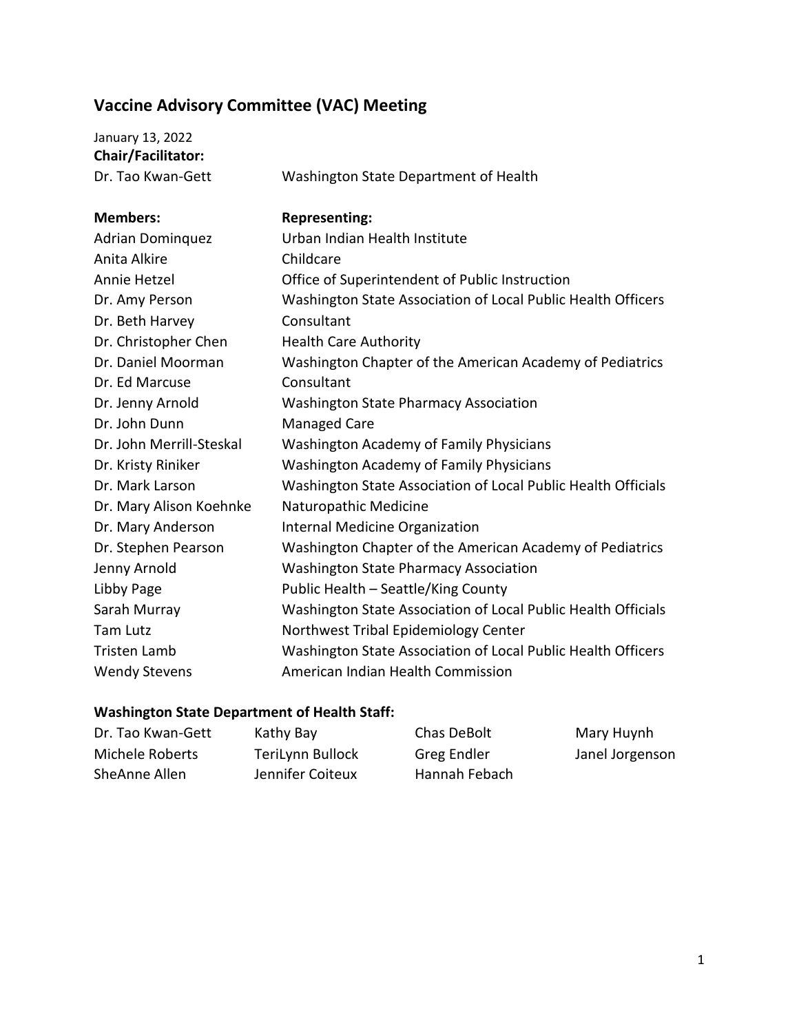# Vaccine Advisory Committee (VAC) Meeting

January 13, 2022

**Chair/Facilitator:**

| | |
|---|---|
| Dr. Tao Kwan-Gett | Washington State Department of Health |

| **Members:** | **Representing:** |
|---|---|
| Adrian Dominquez | Urban Indian Health Institute |
| Anita Alkire | Childcare |
| Annie Hetzel | Office of Superintendent of Public Instruction |
| Dr. Amy Person | Washington State Association of Local Public Health Officers |
| Dr. Beth Harvey | Consultant |
| Dr. Christopher Chen | Health Care Authority |
| Dr. Daniel Moorman | Washington Chapter of the American Academy of Pediatrics |
| Dr. Ed Marcuse | Consultant |
| Dr. Jenny Arnold | Washington State Pharmacy Association |
| Dr. John Dunn | Managed Care |
| Dr. John Merrill-Steskal | Washington Academy of Family Physicians |
| Dr. Kristy Riniker | Washington Academy of Family Physicians |
| Dr. Mark Larson | Washington State Association of Local Public Health Officials |
| Dr. Mary Alison Koehnke | Naturopathic Medicine |
| Dr. Mary Anderson | Internal Medicine Organization |
| Dr. Stephen Pearson | Washington Chapter of the American Academy of Pediatrics |
| Jenny Arnold | Washington State Pharmacy Association |
| Libby Page | Public Health – Seattle/King County |
| Sarah Murray | Washington State Association of Local Public Health Officials |
| Tam Lutz | Northwest Tribal Epidemiology Center |
| Tristen Lamb | Washington State Association of Local Public Health Officers |
| Wendy Stevens | American Indian Health Commission |

**Washington State Department of Health Staff:**

| | | | |
|---|---|---|---|
| Dr. Tao Kwan-Gett | Kathy Bay | Chas DeBolt | Mary Huynh |
| Michele Roberts | TeriLynn Bullock | Greg Endler | Janel Jorgenson |
| SheAnne Allen | Jennifer Coiteux | Hannah Febach | |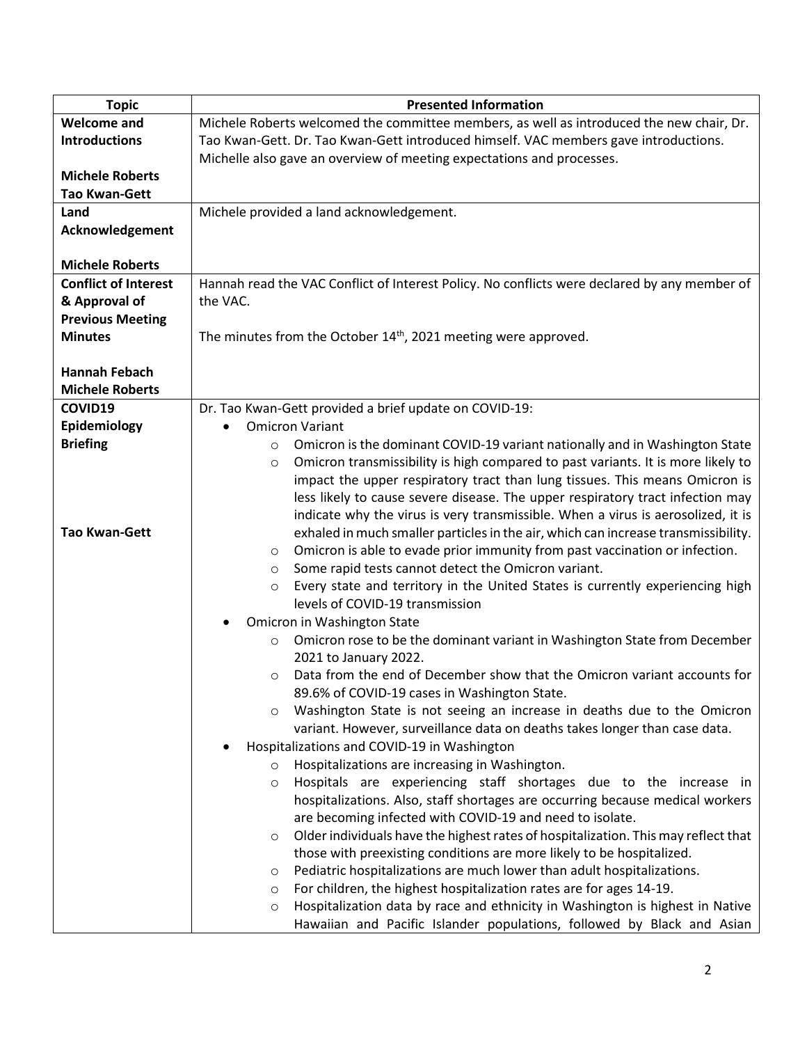| Topic | Presented Information |
|---|---|
| **Welcome and Introductions**<br><br>**Michele Roberts**<br>**Tao Kwan-Gett** | Michele Roberts welcomed the committee members, as well as introduced the new chair, Dr. Tao Kwan-Gett. Dr. Tao Kwan-Gett introduced himself. VAC members gave introductions. Michelle also gave an overview of meeting expectations and processes. |
| **Land Acknowledgement**<br><br>**Michele Roberts** | Michele provided a land acknowledgement. |
| **Conflict of Interest & Approval of Previous Meeting Minutes**<br><br>**Hannah Febach**<br>**Michele Roberts** | Hannah read the VAC Conflict of Interest Policy. No conflicts were declared by any member of the VAC.<br><br>The minutes from the October 14th, 2021 meeting were approved. |
| **COVID19 Epidemiology Briefing**<br><br>**Tao Kwan-Gett** | Dr. Tao Kwan-Gett provided a brief update on COVID-19:<br>• Omicron Variant<br>&nbsp;&nbsp;&nbsp;&nbsp;○ Omicron is the dominant COVID-19 variant nationally and in Washington State<br>&nbsp;&nbsp;&nbsp;&nbsp;○ Omicron transmissibility is high compared to past variants. It is more likely to impact the upper respiratory tract than lung tissues. This means Omicron is less likely to cause severe disease. The upper respiratory tract infection may indicate why the virus is very transmissible. When a virus is aerosolized, it is exhaled in much smaller particles in the air, which can increase transmissibility.<br>&nbsp;&nbsp;&nbsp;&nbsp;○ Omicron is able to evade prior immunity from past vaccination or infection.<br>&nbsp;&nbsp;&nbsp;&nbsp;○ Some rapid tests cannot detect the Omicron variant.<br>&nbsp;&nbsp;&nbsp;&nbsp;○ Every state and territory in the United States is currently experiencing high levels of COVID-19 transmission<br>• Omicron in Washington State<br>&nbsp;&nbsp;&nbsp;&nbsp;○ Omicron rose to be the dominant variant in Washington State from December 2021 to January 2022.<br>&nbsp;&nbsp;&nbsp;&nbsp;○ Data from the end of December show that the Omicron variant accounts for 89.6% of COVID-19 cases in Washington State.<br>&nbsp;&nbsp;&nbsp;&nbsp;○ Washington State is not seeing an increase in deaths due to the Omicron variant. However, surveillance data on deaths takes longer than case data.<br>• Hospitalizations and COVID-19 in Washington<br>&nbsp;&nbsp;&nbsp;&nbsp;○ Hospitalizations are increasing in Washington.<br>&nbsp;&nbsp;&nbsp;&nbsp;○ Hospitals are experiencing staff shortages due to the increase in hospitalizations. Also, staff shortages are occurring because medical workers are becoming infected with COVID-19 and need to isolate.<br>&nbsp;&nbsp;&nbsp;&nbsp;○ Older individuals have the highest rates of hospitalization. This may reflect that those with preexisting conditions are more likely to be hospitalized.<br>&nbsp;&nbsp;&nbsp;&nbsp;○ Pediatric hospitalizations are much lower than adult hospitalizations.<br>&nbsp;&nbsp;&nbsp;&nbsp;○ For children, the highest hospitalization rates are for ages 14-19.<br>&nbsp;&nbsp;&nbsp;&nbsp;○ Hospitalization data by race and ethnicity in Washington is highest in Native Hawaiian and Pacific Islander populations, followed by Black and Asian |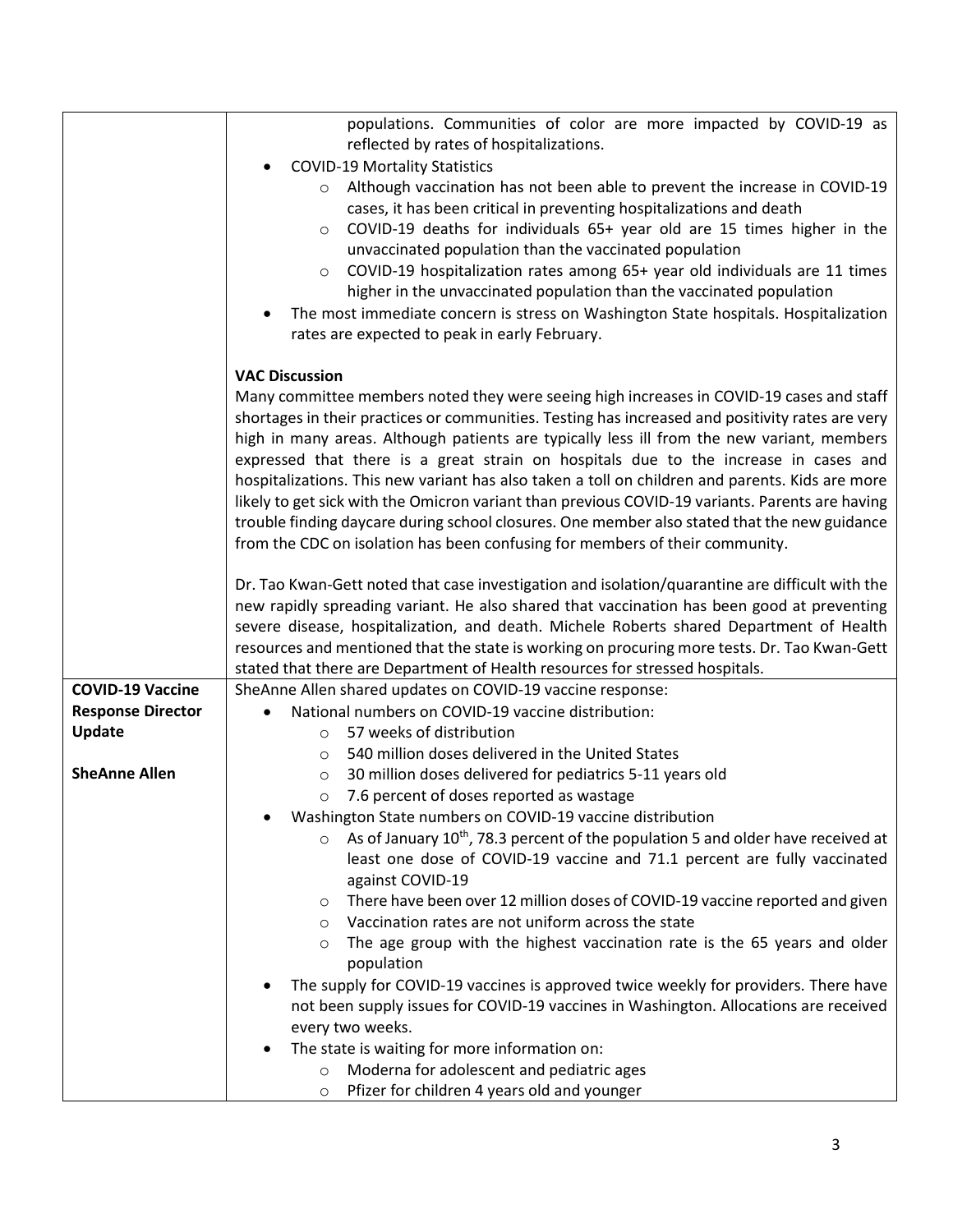| | |
|---|---|
| | populations. Communities of color are more impacted by COVID-19 as reflected by rates of hospitalizations.<br>• COVID-19 Mortality Statistics<br>  ○ Although vaccination has not been able to prevent the increase in COVID-19 cases, it has been critical in preventing hospitalizations and death<br>  ○ COVID-19 deaths for individuals 65+ year old are 15 times higher in the unvaccinated population than the vaccinated population<br>  ○ COVID-19 hospitalization rates among 65+ year old individuals are 11 times higher in the unvaccinated population than the vaccinated population<br>• The most immediate concern is stress on Washington State hospitals. Hospitalization rates are expected to peak in early February.<br><br>**VAC Discussion**<br>Many committee members noted they were seeing high increases in COVID-19 cases and staff shortages in their practices or communities. Testing has increased and positivity rates are very high in many areas. Although patients are typically less ill from the new variant, members expressed that there is a great strain on hospitals due to the increase in cases and hospitalizations. This new variant has also taken a toll on children and parents. Kids are more likely to get sick with the Omicron variant than previous COVID-19 variants. Parents are having trouble finding daycare during school closures. One member also stated that the new guidance from the CDC on isolation has been confusing for members of their community.<br><br>Dr. Tao Kwan-Gett noted that case investigation and isolation/quarantine are difficult with the new rapidly spreading variant. He also shared that vaccination has been good at preventing severe disease, hospitalization, and death. Michele Roberts shared Department of Health resources and mentioned that the state is working on procuring more tests. Dr. Tao Kwan-Gett stated that there are Department of Health resources for stressed hospitals. |
| **COVID-19 Vaccine Response Director Update**<br><br>**SheAnne Allen** | SheAnne Allen shared updates on COVID-19 vaccine response:<br>• National numbers on COVID-19 vaccine distribution:<br>  ○ 57 weeks of distribution<br>  ○ 540 million doses delivered in the United States<br>  ○ 30 million doses delivered for pediatrics 5-11 years old<br>  ○ 7.6 percent of doses reported as wastage<br>• Washington State numbers on COVID-19 vaccine distribution<br>  ○ As of January 10th, 78.3 percent of the population 5 and older have received at least one dose of COVID-19 vaccine and 71.1 percent are fully vaccinated against COVID-19<br>  ○ There have been over 12 million doses of COVID-19 vaccine reported and given<br>  ○ Vaccination rates are not uniform across the state<br>  ○ The age group with the highest vaccination rate is the 65 years and older population<br>• The supply for COVID-19 vaccines is approved twice weekly for providers. There have not been supply issues for COVID-19 vaccines in Washington. Allocations are received every two weeks.<br>• The state is waiting for more information on:<br>  ○ Moderna for adolescent and pediatric ages<br>  ○ Pfizer for children 4 years old and younger |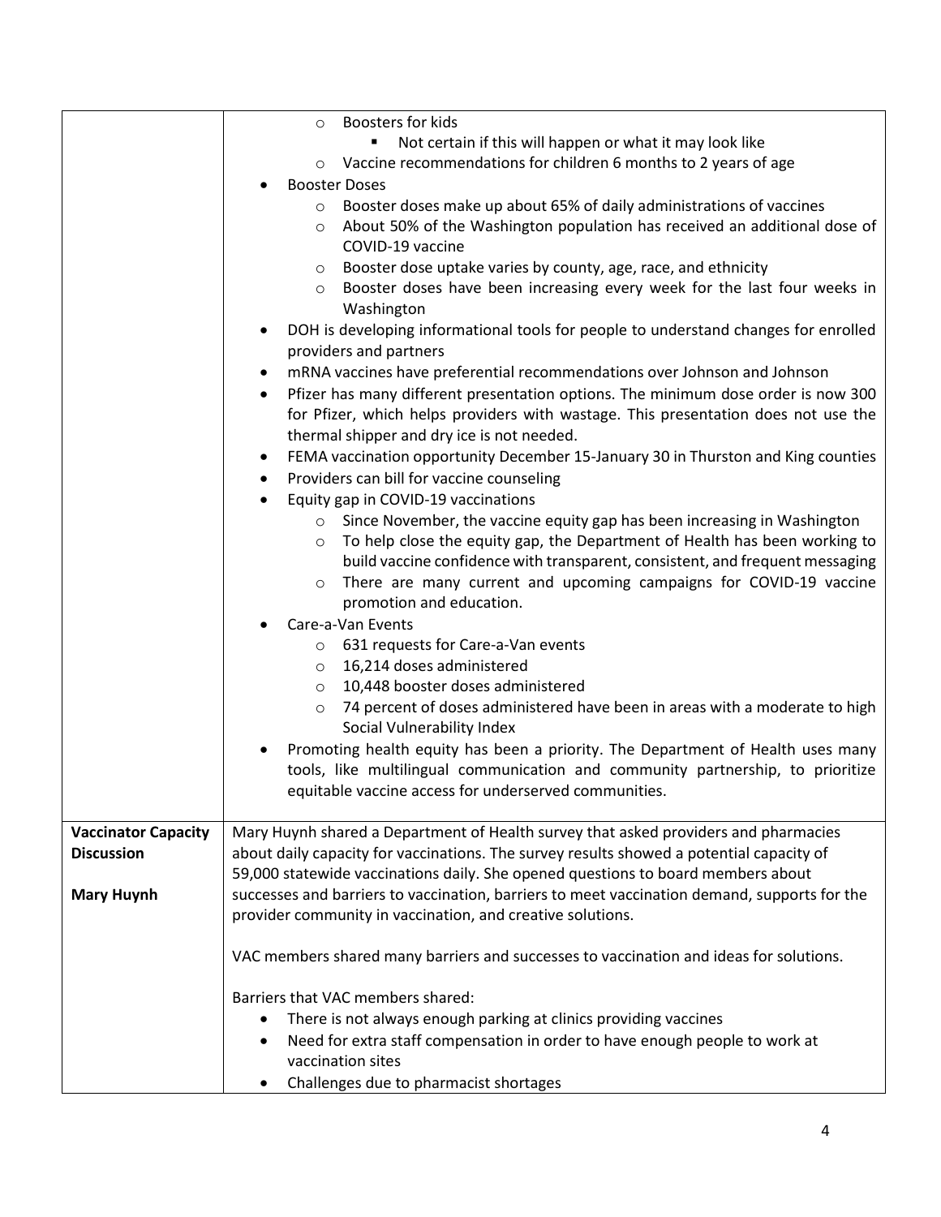| | |
|---|---|
| | - Boosters for kids<br>  - Not certain if this will happen or what it may look like<br>- Vaccine recommendations for children 6 months to 2 years of age<br><br>• Booster Doses<br>  - Booster doses make up about 65% of daily administrations of vaccines<br>  - About 50% of the Washington population has received an additional dose of COVID-19 vaccine<br>  - Booster dose uptake varies by county, age, race, and ethnicity<br>  - Booster doses have been increasing every week for the last four weeks in Washington<br><br>• DOH is developing informational tools for people to understand changes for enrolled providers and partners<br>• mRNA vaccines have preferential recommendations over Johnson and Johnson<br>• Pfizer has many different presentation options. The minimum dose order is now 300 for Pfizer, which helps providers with wastage. This presentation does not use the thermal shipper and dry ice is not needed.<br>• FEMA vaccination opportunity December 15-January 30 in Thurston and King counties<br>• Providers can bill for vaccine counseling<br>• Equity gap in COVID-19 vaccinations<br>  - Since November, the vaccine equity gap has been increasing in Washington<br>  - To help close the equity gap, the Department of Health has been working to build vaccine confidence with transparent, consistent, and frequent messaging<br>  - There are many current and upcoming campaigns for COVID-19 vaccine promotion and education.<br><br>• Care-a-Van Events<br>  - 631 requests for Care-a-Van events<br>  - 16,214 doses administered<br>  - 10,448 booster doses administered<br>  - 74 percent of doses administered have been in areas with a moderate to high Social Vulnerability Index<br><br>• Promoting health equity has been a priority. The Department of Health uses many tools, like multilingual communication and community partnership, to prioritize equitable vaccine access for underserved communities. |
| **Vaccinator Capacity Discussion**<br><br>**Mary Huynh** | Mary Huynh shared a Department of Health survey that asked providers and pharmacies about daily capacity for vaccinations. The survey results showed a potential capacity of 59,000 statewide vaccinations daily. She opened questions to board members about successes and barriers to vaccination, barriers to meet vaccination demand, supports for the provider community in vaccination, and creative solutions.<br><br>VAC members shared many barriers and successes to vaccination and ideas for solutions.<br><br>Barriers that VAC members shared:<br>• There is not always enough parking at clinics providing vaccines<br>• Need for extra staff compensation in order to have enough people to work at vaccination sites<br>• Challenges due to pharmacist shortages |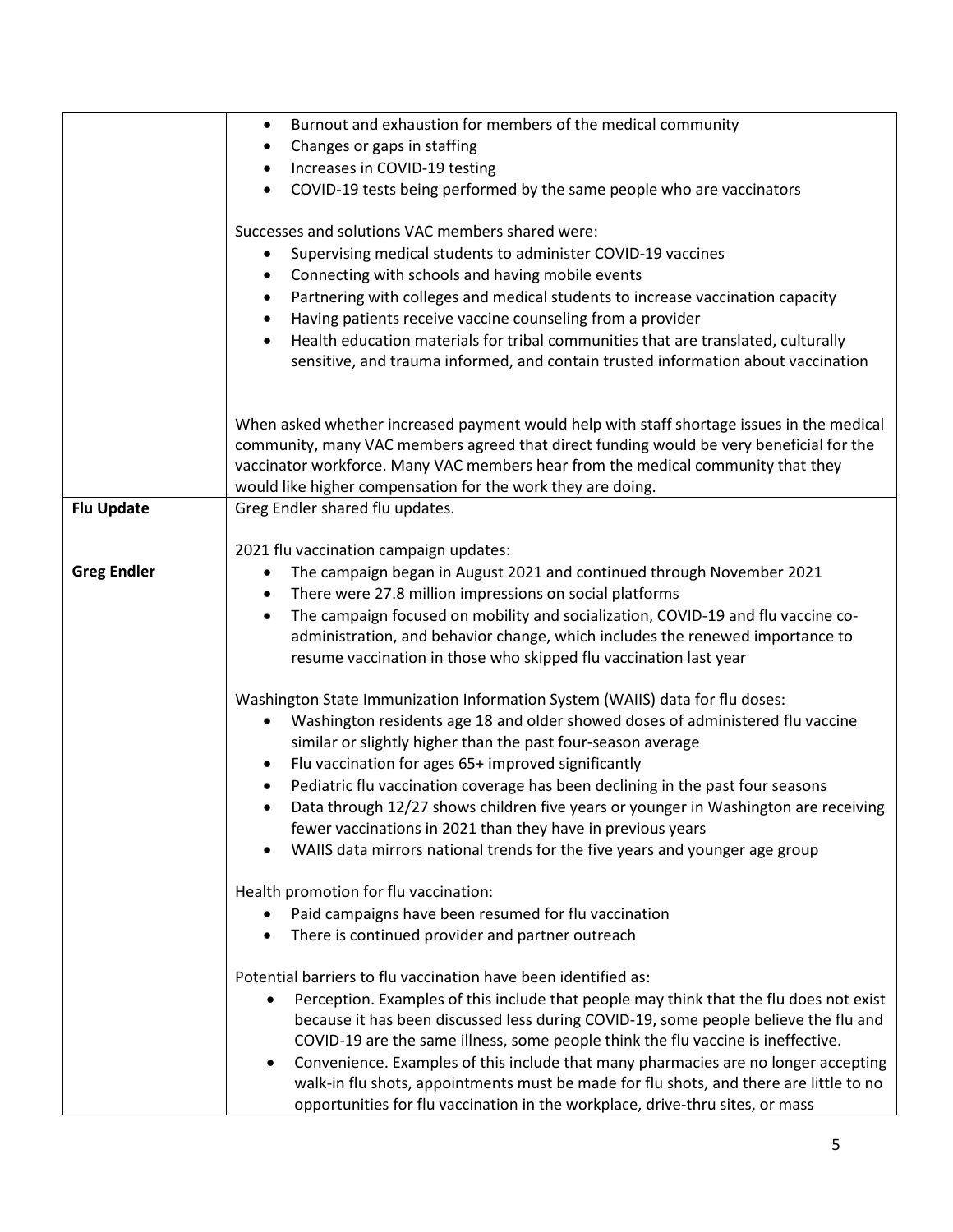| | |
|---|---|
| | • Burnout and exhaustion for members of the medical community<br>• Changes or gaps in staffing<br>• Increases in COVID-19 testing<br>• COVID-19 tests being performed by the same people who are vaccinators<br><br>Successes and solutions VAC members shared were:<br>• Supervising medical students to administer COVID-19 vaccines<br>• Connecting with schools and having mobile events<br>• Partnering with colleges and medical students to increase vaccination capacity<br>• Having patients receive vaccine counseling from a provider<br>• Health education materials for tribal communities that are translated, culturally sensitive, and trauma informed, and contain trusted information about vaccination<br><br>When asked whether increased payment would help with staff shortage issues in the medical community, many VAC members agreed that direct funding would be very beneficial for the vaccinator workforce. Many VAC members hear from the medical community that they would like higher compensation for the work they are doing. |
| **Flu Update**<br><br>**Greg Endler** | Greg Endler shared flu updates.<br><br>2021 flu vaccination campaign updates:<br>• The campaign began in August 2021 and continued through November 2021<br>• There were 27.8 million impressions on social platforms<br>• The campaign focused on mobility and socialization, COVID-19 and flu vaccine co-administration, and behavior change, which includes the renewed importance to resume vaccination in those who skipped flu vaccination last year<br><br>Washington State Immunization Information System (WAIIS) data for flu doses:<br>• Washington residents age 18 and older showed doses of administered flu vaccine similar or slightly higher than the past four-season average<br>• Flu vaccination for ages 65+ improved significantly<br>• Pediatric flu vaccination coverage has been declining in the past four seasons<br>• Data through 12/27 shows children five years or younger in Washington are receiving fewer vaccinations in 2021 than they have in previous years<br>• WAIIS data mirrors national trends for the five years and younger age group<br><br>Health promotion for flu vaccination:<br>• Paid campaigns have been resumed for flu vaccination<br>• There is continued provider and partner outreach<br><br>Potential barriers to flu vaccination have been identified as:<br>• Perception. Examples of this include that people may think that the flu does not exist because it has been discussed less during COVID-19, some people believe the flu and COVID-19 are the same illness, some people think the flu vaccine is ineffective.<br>• Convenience. Examples of this include that many pharmacies are no longer accepting walk-in flu shots, appointments must be made for flu shots, and there are little to no opportunities for flu vaccination in the workplace, drive-thru sites, or mass |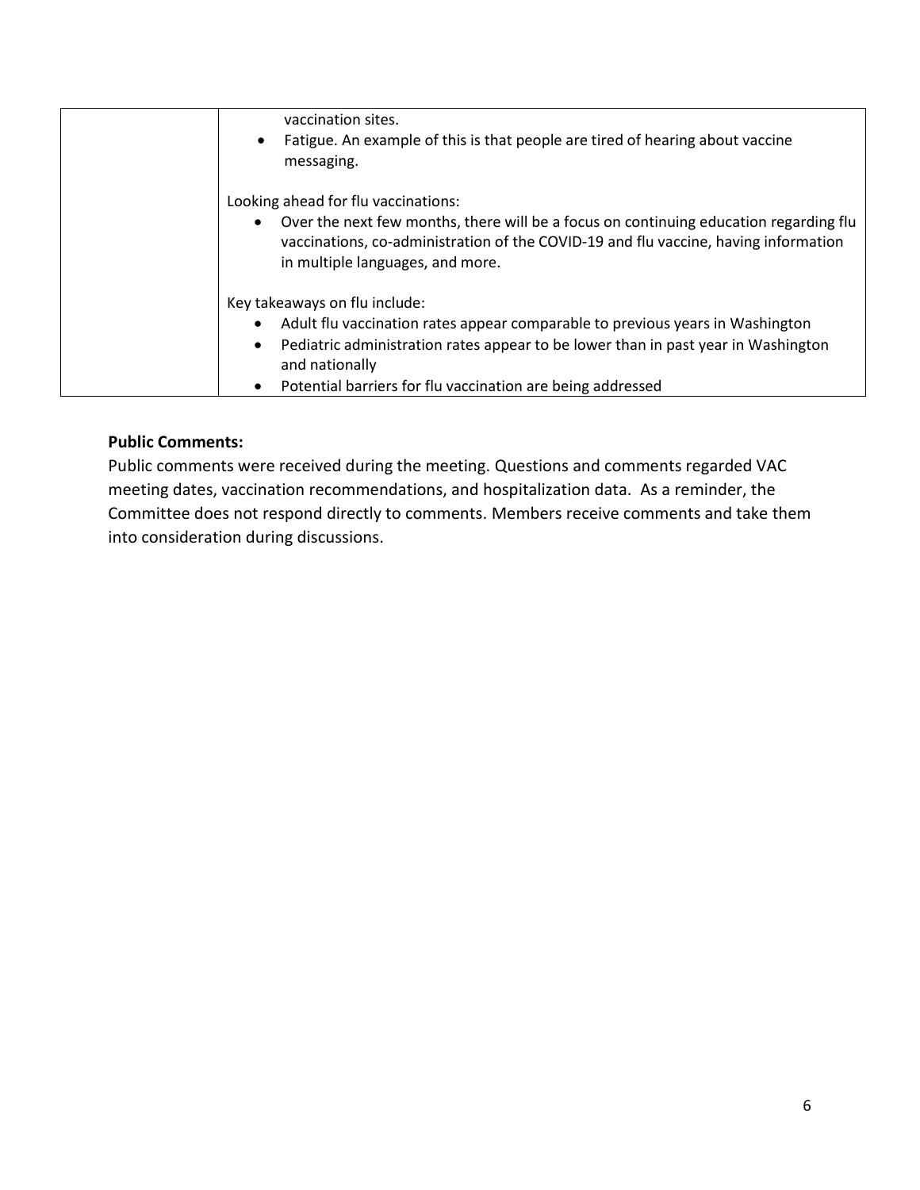| | |
|---|---|
| | vaccination sites.<br>• Fatigue. An example of this is that people are tired of hearing about vaccine messaging.<br><br>Looking ahead for flu vaccinations:<br>• Over the next few months, there will be a focus on continuing education regarding flu vaccinations, co-administration of the COVID-19 and flu vaccine, having information in multiple languages, and more.<br><br>Key takeaways on flu include:<br>• Adult flu vaccination rates appear comparable to previous years in Washington<br>• Pediatric administration rates appear to be lower than in past year in Washington and nationally<br>• Potential barriers for flu vaccination are being addressed |

**Public Comments:**

Public comments were received during the meeting. Questions and comments regarded VAC meeting dates, vaccination recommendations, and hospitalization data. As a reminder, the Committee does not respond directly to comments. Members receive comments and take them into consideration during discussions.